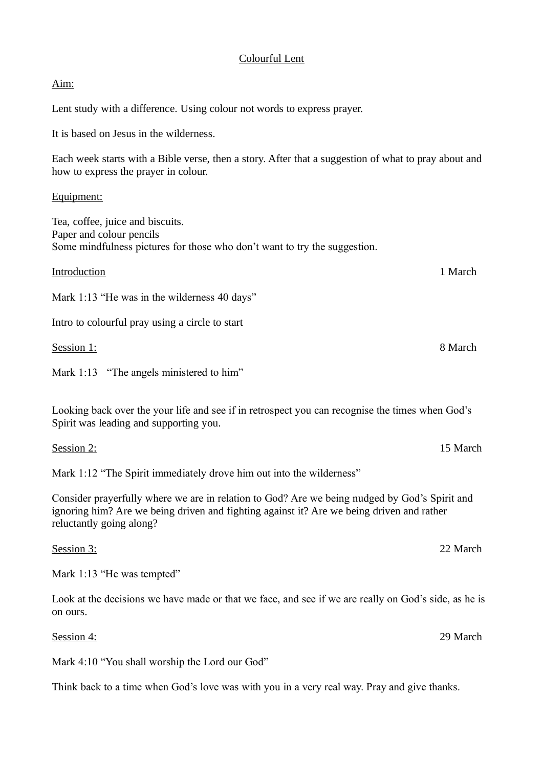# Colourful Lent

## Aim:

Lent study with a difference. Using colour not words to express prayer.

It is based on Jesus in the wilderness.

Each week starts with a Bible verse, then a story. After that a suggestion of what to pray about and how to express the prayer in colour.

## Equipment:

Tea, coffee, juice and biscuits.
Paper and colour pencils
Some mindfulness pictures for those who don't want to try the suggestion.

## Introduction — 1 March

Mark 1:13 "He was in the wilderness 40 days"

Intro to colourful pray using a circle to start

## Session 1: — 8 March

Mark 1:13 "The angels ministered to him"

Looking back over the your life and see if in retrospect you can recognise the times when God's Spirit was leading and supporting you.

## Session 2: — 15 March

Mark 1:12 "The Spirit immediately drove him out into the wilderness"

Consider prayerfully where we are in relation to God? Are we being nudged by God's Spirit and ignoring him? Are we being driven and fighting against it? Are we being driven and rather reluctantly going along?

## Session 3: — 22 March

Mark 1:13 "He was tempted"

Look at the decisions we have made or that we face, and see if we are really on God's side, as he is on ours.

## Session 4: — 29 March

Mark 4:10 "You shall worship the Lord our God"

Think back to a time when God's love was with you in a very real way. Pray and give thanks.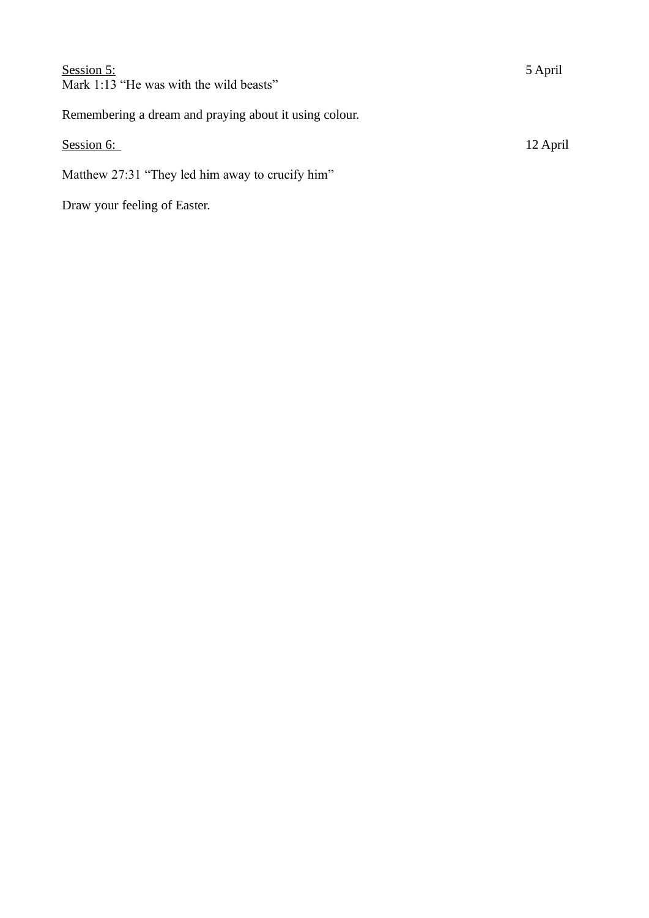<u>Session 5:</u> 5 April
Mark 1:13 “He was with the wild beasts”

Remembering a dream and praying about it using colour.

<u>Session 6:</u> 12 April

Matthew 27:31 “They led him away to crucify him”

Draw your feeling of Easter.